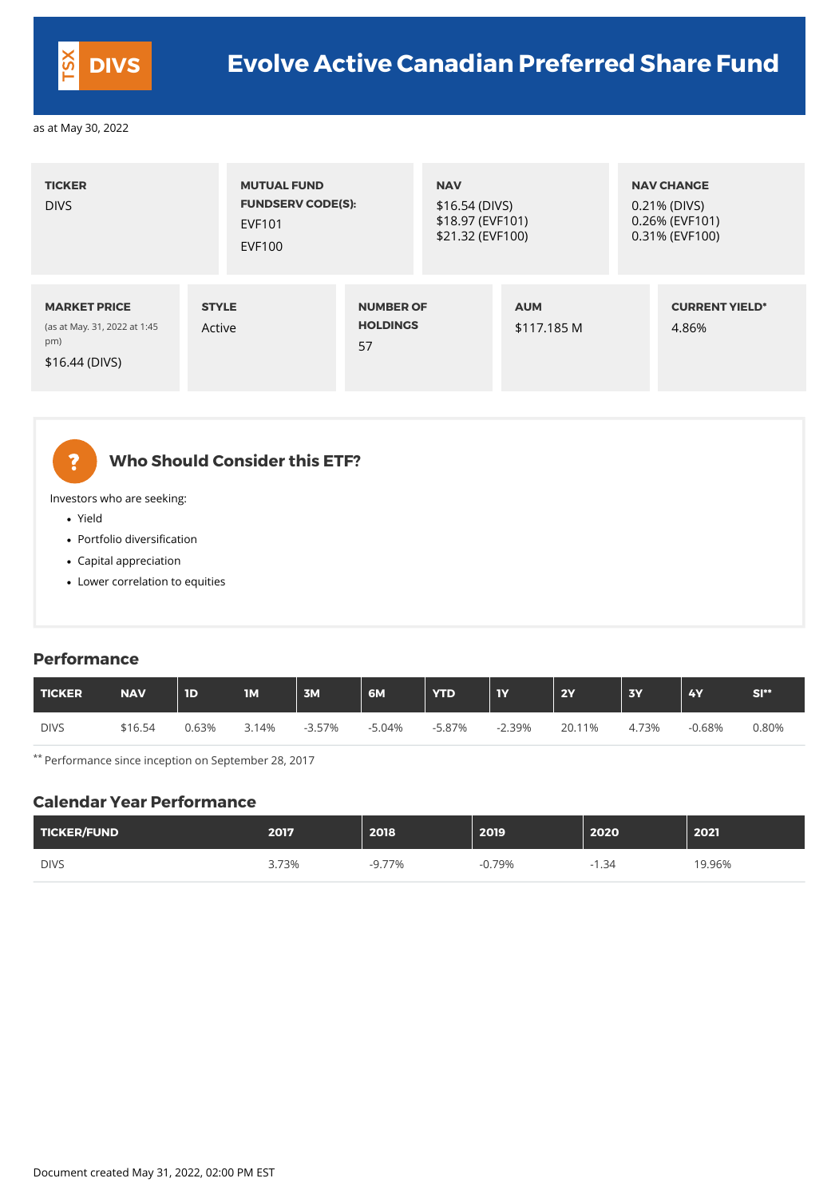# TSX DIVS Evolve Active Canadian Preferred Share Fund

as at May 30, 2022

**TICKER**
DIVS

**MUTUAL FUND FUNDSERV CODE(S):**
EVF101
EVF100

**NAV**
$16.54 (DIVS)
$18.97 (EVF101)
$21.32 (EVF100)

**NAV CHANGE**
0.21% (DIVS)
0.26% (EVF101)
0.31% (EVF100)

**MARKET PRICE**
(as at May. 31, 2022 at 1:45 pm)
$16.44 (DIVS)

**STYLE**
Active

**NUMBER OF HOLDINGS**
57

**AUM**
$117.185 M

**CURRENT YIELD***
4.86%

## Who Should Consider this ETF?

Investors who are seeking:

- Yield
- Portfolio diversification
- Capital appreciation
- Lower correlation to equities

## Performance

| TICKER | NAV | 1D | 1M | 3M | 6M | YTD | 1Y | 2Y | 3Y | 4Y | SI** |
|---|---|---|---|---|---|---|---|---|---|---|---|
| DIVS | $16.54 | 0.63% | 3.14% | -3.57% | -5.04% | -5.87% | -2.39% | 20.11% | 4.73% | -0.68% | 0.80% |

** Performance since inception on September 28, 2017

## Calendar Year Performance

| TICKER/FUND | 2017 | 2018 | 2019 | 2020 | 2021 |
|---|---|---|---|---|---|
| DIVS | 3.73% | -9.77% | -0.79% | -1.34 | 19.96% |

Document created May 31, 2022, 02:00 PM EST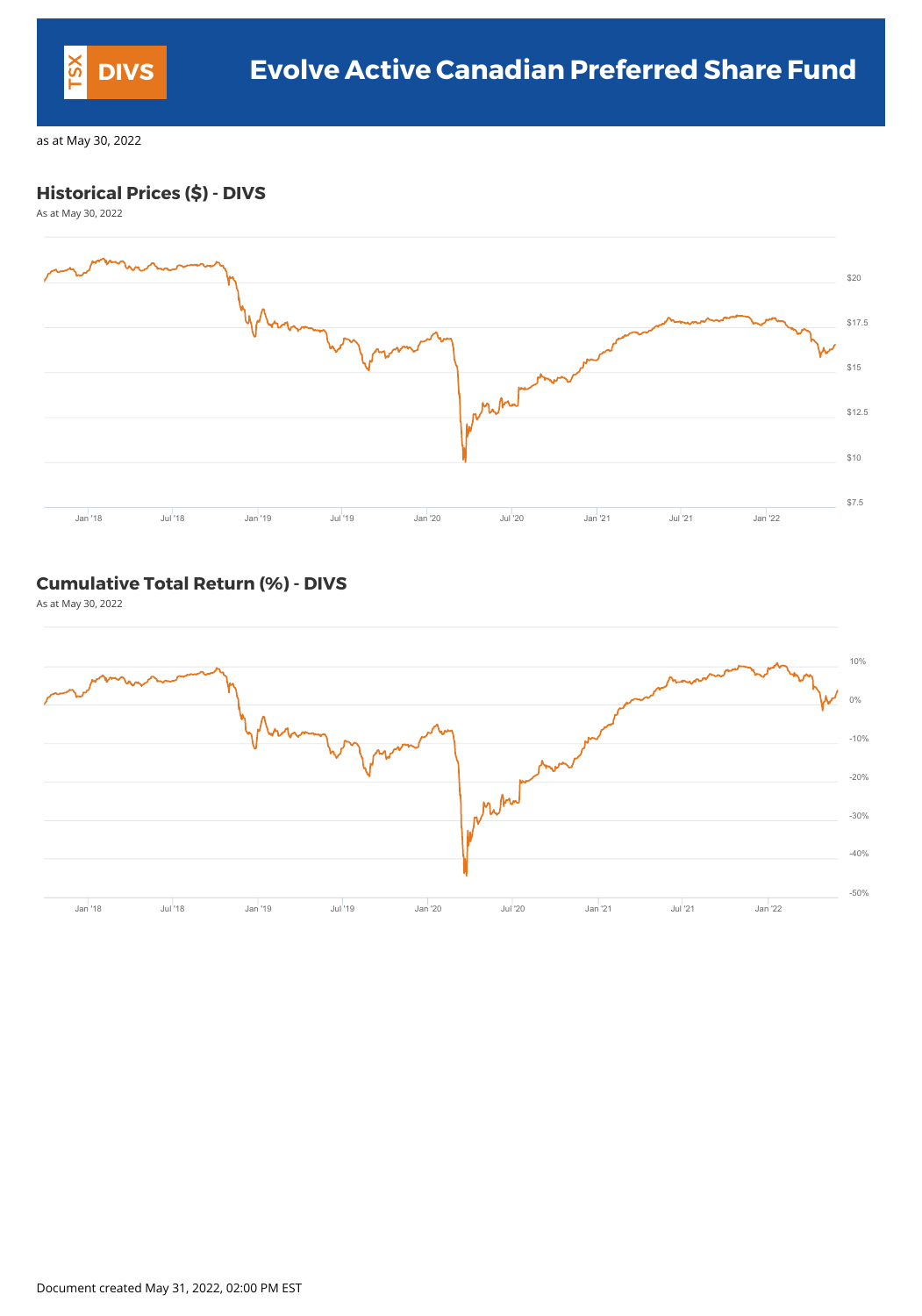# Evolve Active Canadian Preferred Share Fund

TSX DIVS

as at May 30, 2022

## Historical Prices ($) - DIVS

As at May 30, 2022

$20
$17.5
$15
$12.5
$10
$7.5

Jan '18 Jul '18 Jan '19 Jul '19 Jan '20 Jul '20 Jan '21 Jul '21 Jan '22

## Cumulative Total Return (%) - DIVS

As at May 30, 2022

10%
0%
-10%
-20%
-30%
-40%
-50%

Jan '18 Jul '18 Jan '19 Jul '19 Jan '20 Jul '20 Jan '21 Jul '21 Jan '22

Document created May 31, 2022, 02:00 PM EST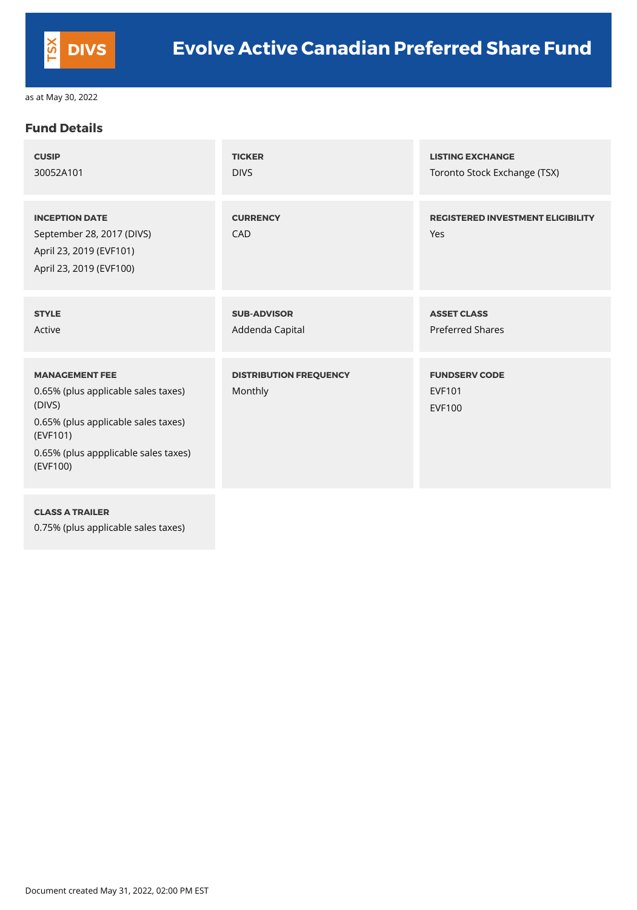# Evolve Active Canadian Preferred Share Fund

TSX DIVS

as at May 30, 2022

## Fund Details

**CUSIP**
30052A101

**TICKER**
DIVS

**LISTING EXCHANGE**
Toronto Stock Exchange (TSX)

**INCEPTION DATE**
September 28, 2017 (DIVS)
April 23, 2019 (EVF101)
April 23, 2019 (EVF100)

**CURRENCY**
CAD

**REGISTERED INVESTMENT ELIGIBILITY**
Yes

**STYLE**
Active

**SUB-ADVISOR**
Addenda Capital

**ASSET CLASS**
Preferred Shares

**MANAGEMENT FEE**
0.65% (plus applicable sales taxes) (DIVS)
0.65% (plus applicable sales taxes) (EVF101)
0.65% (plus appplicable sales taxes) (EVF100)

**DISTRIBUTION FREQUENCY**
Monthly

**FUNDSERV CODE**
EVF101
EVF100

**CLASS A TRAILER**
0.75% (plus applicable sales taxes)

Document created May 31, 2022, 02:00 PM EST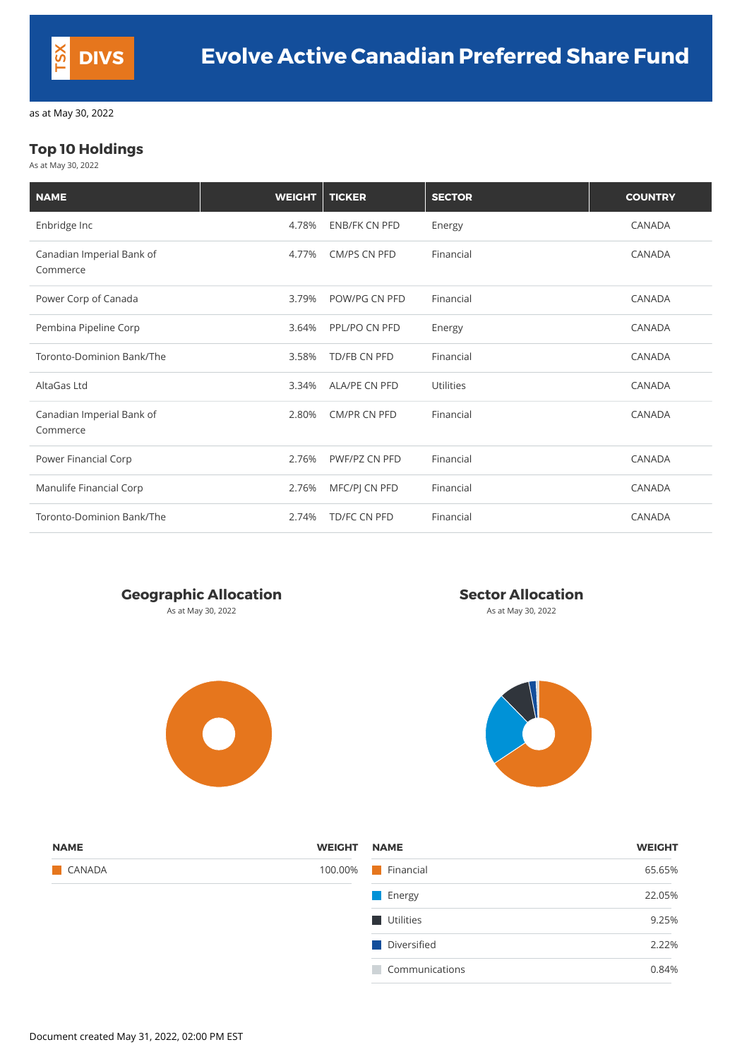# TSX DIVS Evolve Active Canadian Preferred Share Fund

as at May 30, 2022

## Top 10 Holdings

As at May 30, 2022

| NAME | WEIGHT | TICKER | SECTOR | COUNTRY |
|---|---|---|---|---|
| Enbridge Inc | 4.78% | ENB/FK CN PFD | Energy | CANADA |
| Canadian Imperial Bank of Commerce | 4.77% | CM/PS CN PFD | Financial | CANADA |
| Power Corp of Canada | 3.79% | POW/PG CN PFD | Financial | CANADA |
| Pembina Pipeline Corp | 3.64% | PPL/PO CN PFD | Energy | CANADA |
| Toronto-Dominion Bank/The | 3.58% | TD/FB CN PFD | Financial | CANADA |
| AltaGas Ltd | 3.34% | ALA/PE CN PFD | Utilities | CANADA |
| Canadian Imperial Bank of Commerce | 2.80% | CM/PR CN PFD | Financial | CANADA |
| Power Financial Corp | 2.76% | PWF/PZ CN PFD | Financial | CANADA |
| Manulife Financial Corp | 2.76% | MFC/PJ CN PFD | Financial | CANADA |
| Toronto-Dominion Bank/The | 2.74% | TD/FC CN PFD | Financial | CANADA |

## Geographic Allocation

As at May 30, 2022

| NAME | WEIGHT |
|---|---|
| CANADA | 100.00% |

## Sector Allocation

As at May 30, 2022

| NAME | WEIGHT |
|---|---|
| Financial | 65.65% |
| Energy | 22.05% |
| Utilities | 9.25% |
| Diversified | 2.22% |
| Communications | 0.84% |

Document created May 31, 2022, 02:00 PM EST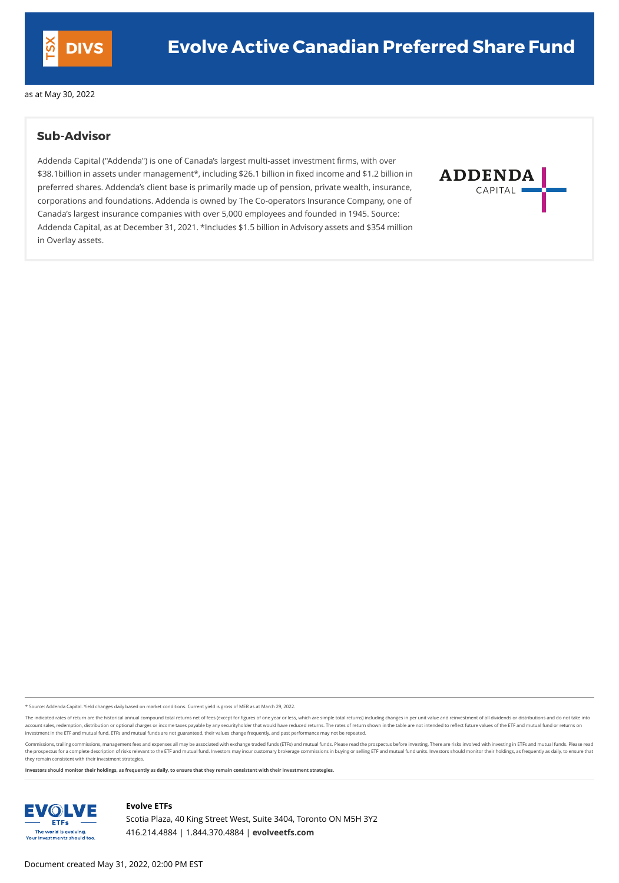# Evolve Active Canadian Preferred Share Fund

TSX DIVS

as at May 30, 2022

## Sub-Advisor

Addenda Capital ("Addenda") is one of Canada's largest multi-asset investment firms, with over $38.1billion in assets under management*, including $26.1 billion in fixed income and $1.2 billion in preferred shares. Addenda's client base is primarily made up of pension, private wealth, insurance, corporations and foundations. Addenda is owned by The Co-operators Insurance Company, one of Canada's largest insurance companies with over 5,000 employees and founded in 1945. Source: Addenda Capital, as at December 31, 2021. *Includes $1.5 billion in Advisory assets and $354 million in Overlay assets.

ADDENDA CAPITAL

* Source: Addenda Capital. Yield changes daily based on market conditions. Current yield is gross of MER as at March 29, 2022.

The indicated rates of return are the historical annual compound total returns net of fees (except for figures of one year or less, which are simple total returns) including changes in per unit value and reinvestment of all dividends or distributions and do not take into account sales, redemption, distribution or optional charges or income taxes payable by any securityholder that would have reduced returns. The rates of return shown in the table are not intended to reflect future values of the ETF and mutual fund or returns on investment in the ETF and mutual fund. ETFs and mutual funds are not guaranteed, their values change frequently, and past performance may not be repeated.

Commissions, trailing commissions, management fees and expenses all may be associated with exchange traded funds (ETFs) and mutual funds. Please read the prospectus before investing. There are risks involved with investing in ETFs and mutual funds. Please read the prospectus for a complete description of risks relevant to the ETF and mutual fund. Investors may incur customary brokerage commissions in buying or selling ETF and mutual fund units. Investors should monitor their holdings, as frequently as daily, to ensure that they remain consistent with their investment strategies.

**Investors should monitor their holdings, as frequently as daily, to ensure that they remain consistent with their investment strategies.**

EVOLVE ETFs
The world is evolving. Your investments should too.

**Evolve ETFs**
Scotia Plaza, 40 King Street West, Suite 3404, Toronto ON M5H 3Y2
416.214.4884 | 1.844.370.4884 | **evolveetfs.com**

Document created May 31, 2022, 02:00 PM EST